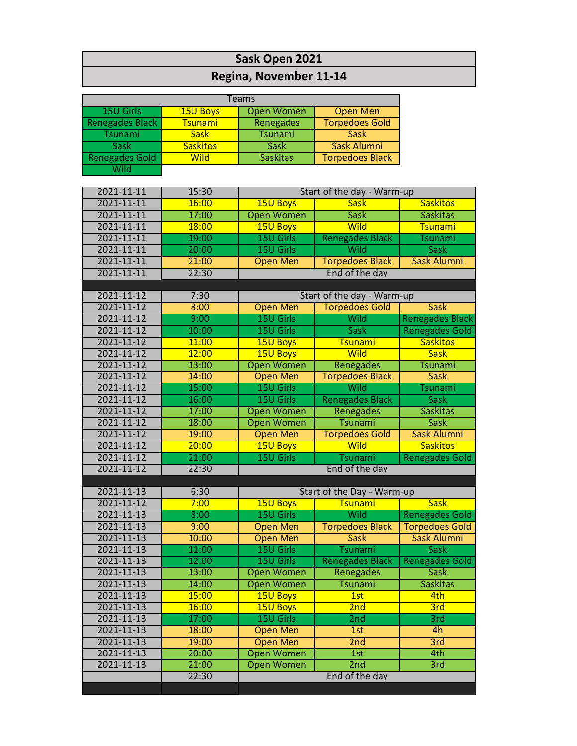# Sask Open 2021

## Regina, November 11-14

| Teams | | | |
|---|---|---|---|
| 15U Girls | 15U Boys | Open Women | Open Men |
| Renegades Black | Tsunami | Renegades | Torpedoes Gold |
| Tsunami | Sask | Tsunami | Sask |
| Sask | Saskitos | Sask | Sask Alumni |
| Renegades Gold | Wild | Saskitas | Torpedoes Black |
| Wild | | | |

| Date | Time | Division | Team | Team |
|---|---|---|---|---|
| 2021-11-11 | 15:30 | Start of the day - Warm-up | | |
| 2021-11-11 | 16:00 | 15U Boys | Sask | Saskitos |
| 2021-11-11 | 17:00 | Open Women | Sask | Saskitas |
| 2021-11-11 | 18:00 | 15U Boys | Wild | Tsunami |
| 2021-11-11 | 19:00 | 15U Girls | Renegades Black | Tsunami |
| 2021-11-11 | 20:00 | 15U Girls | Wild | Sask |
| 2021-11-11 | 21:00 | Open Men | Torpedoes Black | Sask Alumni |
| 2021-11-11 | 22:30 | End of the day | | |
| | | | | |
| 2021-11-12 | 7:30 | Start of the day - Warm-up | | |
| 2021-11-12 | 8:00 | Open Men | Torpedoes Gold | Sask |
| 2021-11-12 | 9:00 | 15U Girls | Wild | Renegades Black |
| 2021-11-12 | 10:00 | 15U Girls | Sask | Renegades Gold |
| 2021-11-12 | 11:00 | 15U Boys | Tsunami | Saskitos |
| 2021-11-12 | 12:00 | 15U Boys | Wild | Sask |
| 2021-11-12 | 13:00 | Open Women | Renegades | Tsunami |
| 2021-11-12 | 14:00 | Open Men | Torpedoes Black | Sask |
| 2021-11-12 | 15:00 | 15U Girls | Wild | Tsunami |
| 2021-11-12 | 16:00 | 15U Girls | Renegades Black | Sask |
| 2021-11-12 | 17:00 | Open Women | Renegades | Saskitas |
| 2021-11-12 | 18:00 | Open Women | Tsunami | Sask |
| 2021-11-12 | 19:00 | Open Men | Torpedoes Gold | Sask Alumni |
| 2021-11-12 | 20:00 | 15U Boys | Wild | Saskitos |
| 2021-11-12 | 21:00 | 15U Girls | Tsunami | Renegades Gold |
| 2021-11-12 | 22:30 | End of the day | | |
| | | | | |
| 2021-11-13 | 6:30 | Start of the Day - Warm-up | | |
| 2021-11-12 | 7:00 | 15U Boys | Tsunami | Sask |
| 2021-11-13 | 8:00 | 15U Girls | Wild | Renegades Gold |
| 2021-11-13 | 9:00 | Open Men | Torpedoes Black | Torpedoes Gold |
| 2021-11-13 | 10:00 | Open Men | Sask | Sask Alumni |
| 2021-11-13 | 11:00 | 15U Girls | Tsunami | Sask |
| 2021-11-13 | 12:00 | 15U Girls | Renegades Black | Renegades Gold |
| 2021-11-13 | 13:00 | Open Women | Renegades | Sask |
| 2021-11-13 | 14:00 | Open Women | Tsunami | Saskitas |
| 2021-11-13 | 15:00 | 15U Boys | 1st | 4th |
| 2021-11-13 | 16:00 | 15U Boys | 2nd | 3rd |
| 2021-11-13 | 17:00 | 15U Girls | 2nd | 3rd |
| 2021-11-13 | 18:00 | Open Men | 1st | 4h |
| 2021-11-13 | 19:00 | Open Men | 2nd | 3rd |
| 2021-11-13 | 20:00 | Open Women | 1st | 4th |
| 2021-11-13 | 21:00 | Open Women | 2nd | 3rd |
| | 22:30 | End of the day | | |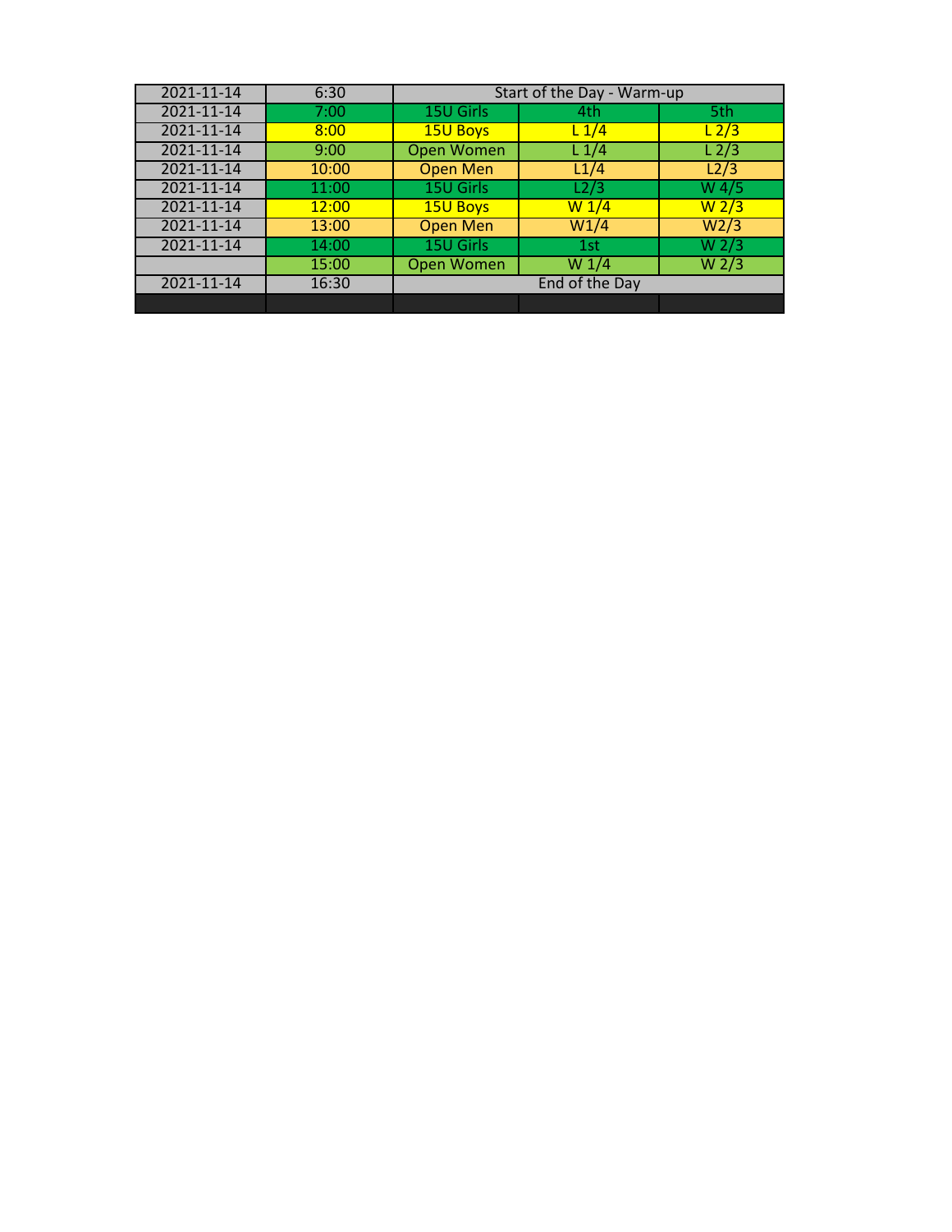| | | | | |
|---|---|---|---|---|
| 2021-11-14 | 6:30 | Start of the Day - Warm-up | | |
| 2021-11-14 | 7:00 | 15U Girls | 4th | 5th |
| 2021-11-14 | 8:00 | 15U Boys | L 1/4 | L 2/3 |
| 2021-11-14 | 9:00 | Open Women | L 1/4 | L 2/3 |
| 2021-11-14 | 10:00 | Open Men | L1/4 | L2/3 |
| 2021-11-14 | 11:00 | 15U Girls | L2/3 | W 4/5 |
| 2021-11-14 | 12:00 | 15U Boys | W 1/4 | W 2/3 |
| 2021-11-14 | 13:00 | Open Men | W1/4 | W2/3 |
| 2021-11-14 | 14:00 | 15U Girls | 1st | W 2/3 |
| | 15:00 | Open Women | W 1/4 | W 2/3 |
| 2021-11-14 | 16:30 | End of the Day | | |
| | | | | |